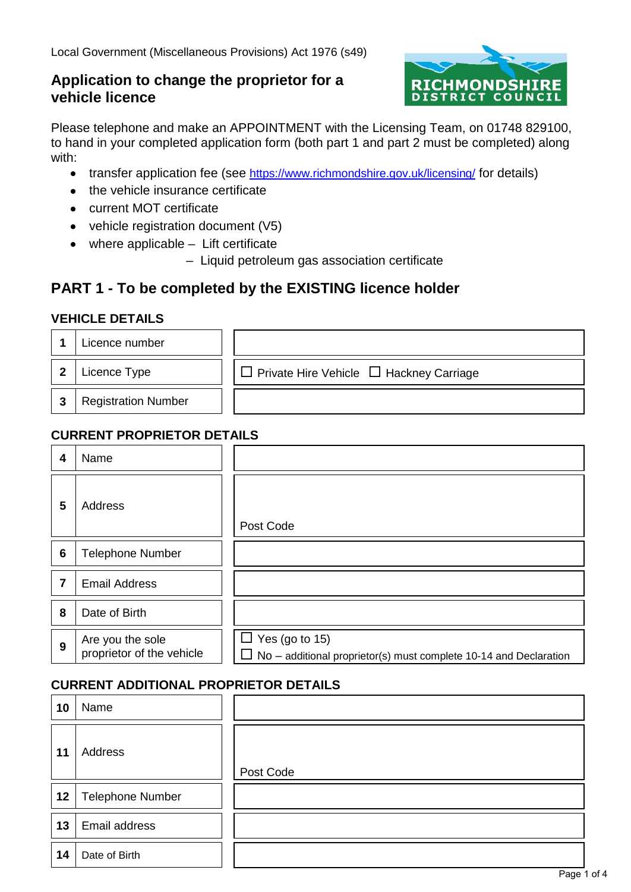Local Government (Miscellaneous Provisions) Act 1976 (s49)

# Application to change the proprietor for a vehicle licence

Please telephone and make an APPOINTMENT with the Licensing Team, on 01748 829100, to hand in your completed application form (both part 1 and part 2 must be completed) along with:

- transfer application fee (see https://www.richmondshire.gov.uk/licensing/ for details)
- the vehicle insurance certificate
- current MOT certificate
- vehicle registration document (V5)
- where applicable – Lift certificate
  - – Liquid petroleum gas association certificate

## PART 1 - To be completed by the EXISTING licence holder

### VEHICLE DETAILS

| | | |
|---|---|---|
| 1 | Licence number | |
| 2 | Licence Type | ☐ Private Hire Vehicle ☐ Hackney Carriage |
| 3 | Registration Number | |

### CURRENT PROPRIETOR DETAILS

| | | |
|---|---|---|
| 4 | Name | |
| 5 | Address | Post Code |
| 6 | Telephone Number | |
| 7 | Email Address | |
| 8 | Date of Birth | |
| 9 | Are you the sole proprietor of the vehicle | ☐ Yes (go to 15)<br>☐ No – additional proprietor(s) must complete 10-14 and Declaration |

### CURRENT ADDITIONAL PROPRIETOR DETAILS

| | | |
|---|---|---|
| 10 | Name | |
| 11 | Address | Post Code |
| 12 | Telephone Number | |
| 13 | Email address | |
| 14 | Date of Birth | |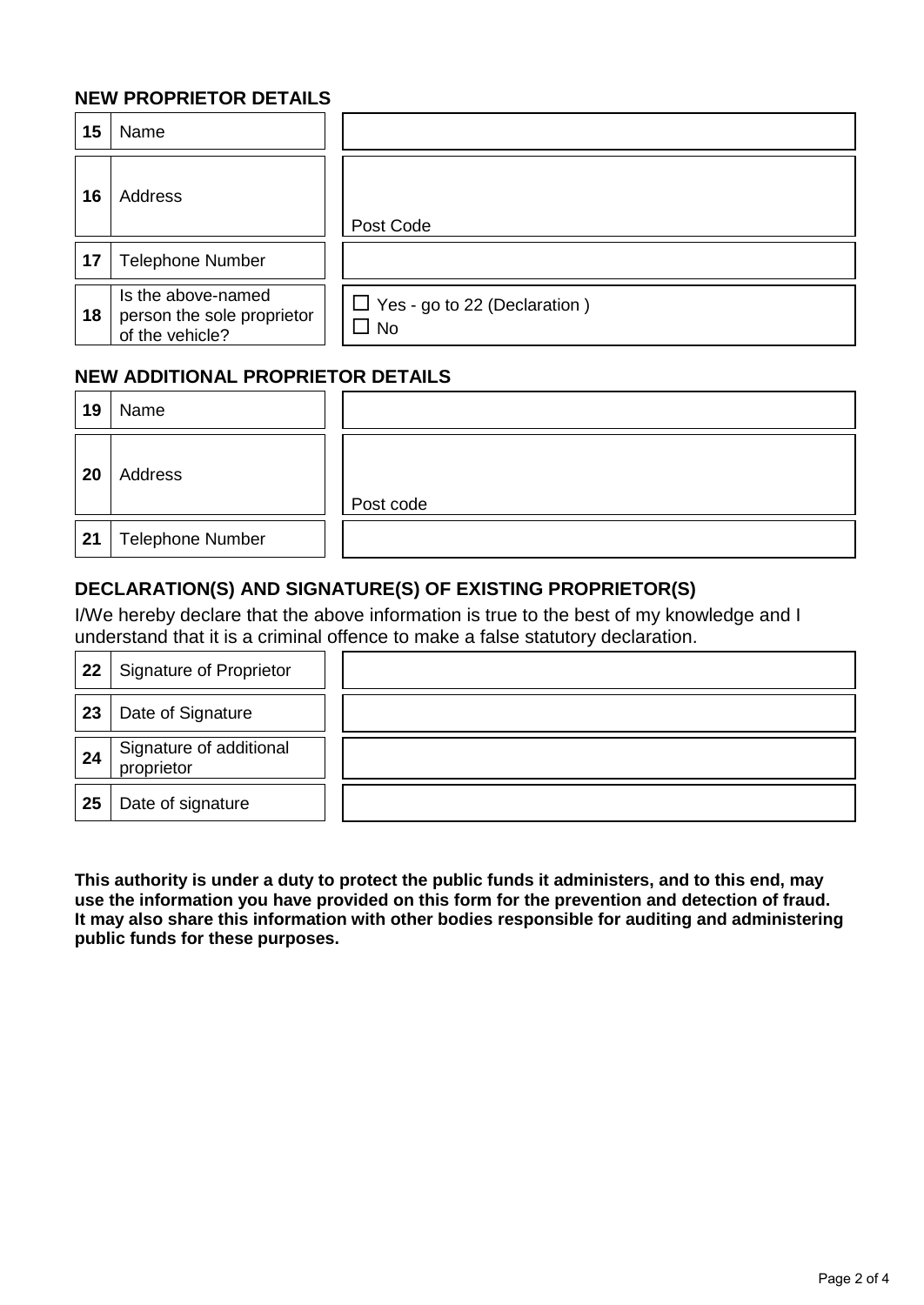## NEW PROPRIETOR DETAILS

| | | |
|---|---|---|
| 15 | Name | |
| 16 | Address | Post Code |
| 17 | Telephone Number | |
| 18 | Is the above-named person the sole proprietor of the vehicle? | ☐ Yes - go to 22 (Declaration ) ☐ No |

## NEW ADDITIONAL PROPRIETOR DETAILS

| | | |
|---|---|---|
| 19 | Name | |
| 20 | Address | Post code |
| 21 | Telephone Number | |

## DECLARATION(S) AND SIGNATURE(S) OF EXISTING PROPRIETOR(S)

I/We hereby declare that the above information is true to the best of my knowledge and I understand that it is a criminal offence to make a false statutory declaration.

| | | |
|---|---|---|
| 22 | Signature of Proprietor | |
| 23 | Date of Signature | |
| 24 | Signature of additional proprietor | |
| 25 | Date of signature | |

**This authority is under a duty to protect the public funds it administers, and to this end, may use the information you have provided on this form for the prevention and detection of fraud. It may also share this information with other bodies responsible for auditing and administering public funds for these purposes.**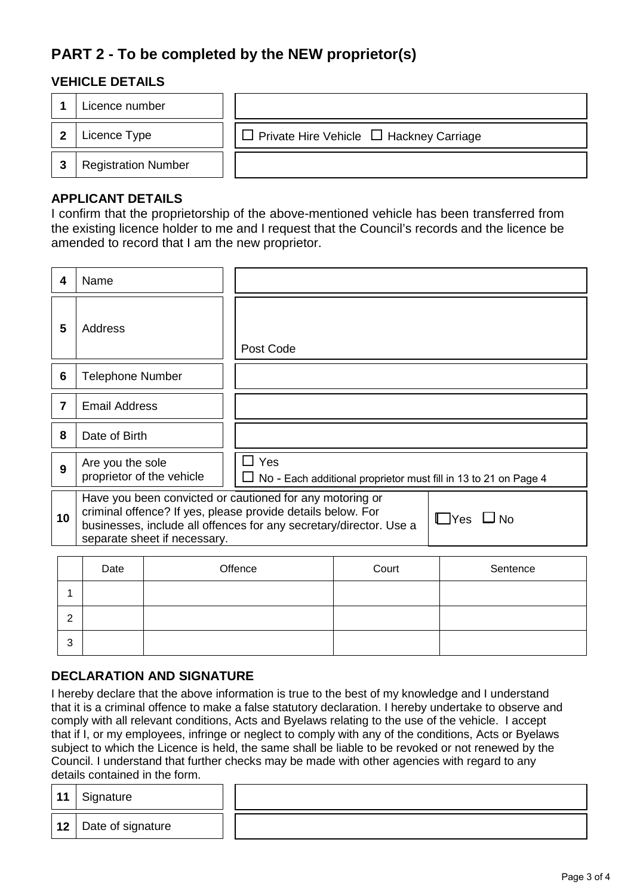## PART 2 - To be completed by the NEW proprietor(s)

### VEHICLE DETAILS

| | | |
|---|---|---|
| 1 | Licence number | |
| 2 | Licence Type | ☐ Private Hire Vehicle ☐ Hackney Carriage |
| 3 | Registration Number | |

### APPLICANT DETAILS

I confirm that the proprietorship of the above-mentioned vehicle has been transferred from the existing licence holder to me and I request that the Council's records and the licence be amended to record that I am the new proprietor.

| | | |
|---|---|---|
| 4 | Name | |
| 5 | Address | Post Code |
| 6 | Telephone Number | |
| 7 | Email Address | |
| 8 | Date of Birth | |
| 9 | Are you the sole proprietor of the vehicle | ☐ Yes<br>☐ No - Each additional proprietor must fill in 13 to 21 on Page 4 |
| 10 | Have you been convicted or cautioned for any motoring or criminal offence? If yes, please provide details below. For businesses, include all offences for any secretary/director. Use a separate sheet if necessary. | ☐ Yes ☐ No |

| | Date | Offence | Court | Sentence |
|---|---|---|---|---|
| 1 | | | | |
| 2 | | | | |
| 3 | | | | |

### DECLARATION AND SIGNATURE

I hereby declare that the above information is true to the best of my knowledge and I understand that it is a criminal offence to make a false statutory declaration. I hereby undertake to observe and comply with all relevant conditions, Acts and Byelaws relating to the use of the vehicle. I accept that if I, or my employees, infringe or neglect to comply with any of the conditions, Acts or Byelaws subject to which the Licence is held, the same shall be liable to be revoked or not renewed by the Council. I understand that further checks may be made with other agencies with regard to any details contained in the form.

| | | |
|---|---|---|
| 11 | Signature | |
| 12 | Date of signature | |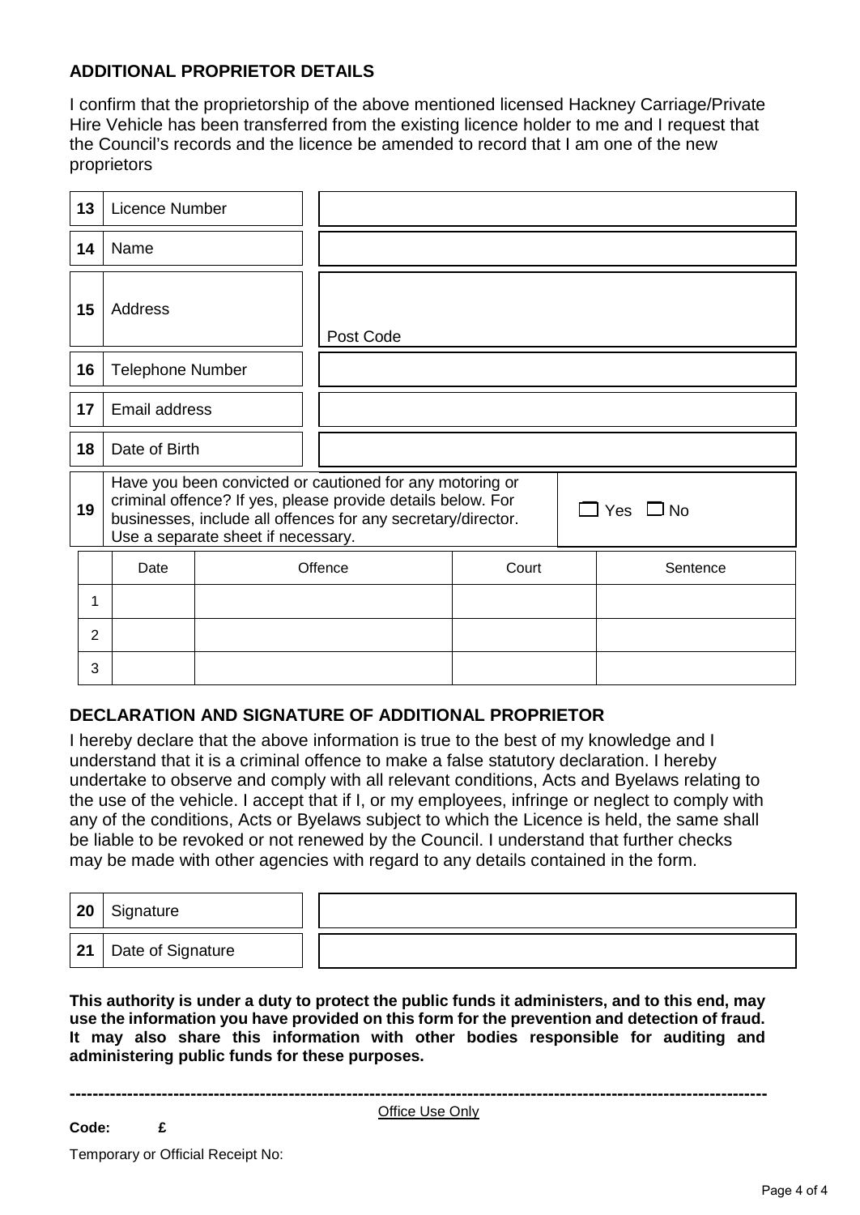## ADDITIONAL PROPRIETOR DETAILS

I confirm that the proprietorship of the above mentioned licensed Hackney Carriage/Private Hire Vehicle has been transferred from the existing licence holder to me and I request that the Council's records and the licence be amended to record that I am one of the new proprietors

| | | |
|---|---|---|
| 13 | Licence Number | |
| 14 | Name | |
| 15 | Address | Post Code |
| 16 | Telephone Number | |
| 17 | Email address | |
| 18 | Date of Birth | |
| 19 | Have you been convicted or cautioned for any motoring or criminal offence? If yes, please provide details below. For businesses, include all offences for any secretary/director. Use a separate sheet if necessary. | ☐ Yes ☐ No |

| | Date | Offence | Court | Sentence |
|---|---|---|---|---|
| 1 | | | | |
| 2 | | | | |
| 3 | | | | |

## DECLARATION AND SIGNATURE OF ADDITIONAL PROPRIETOR

I hereby declare that the above information is true to the best of my knowledge and I understand that it is a criminal offence to make a false statutory declaration. I hereby undertake to observe and comply with all relevant conditions, Acts and Byelaws relating to the use of the vehicle. I accept that if I, or my employees, infringe or neglect to comply with any of the conditions, Acts or Byelaws subject to which the Licence is held, the same shall be liable to be revoked or not renewed by the Council. I understand that further checks may be made with other agencies with regard to any details contained in the form.

| | | |
|---|---|---|
| 20 | Signature | |
| 21 | Date of Signature | |

**This authority is under a duty to protect the public funds it administers, and to this end, may use the information you have provided on this form for the prevention and detection of fraud. It may also share this information with other bodies responsible for auditing and administering public funds for these purposes.**

---

Office Use Only

**Code:** **£**

Temporary or Official Receipt No: